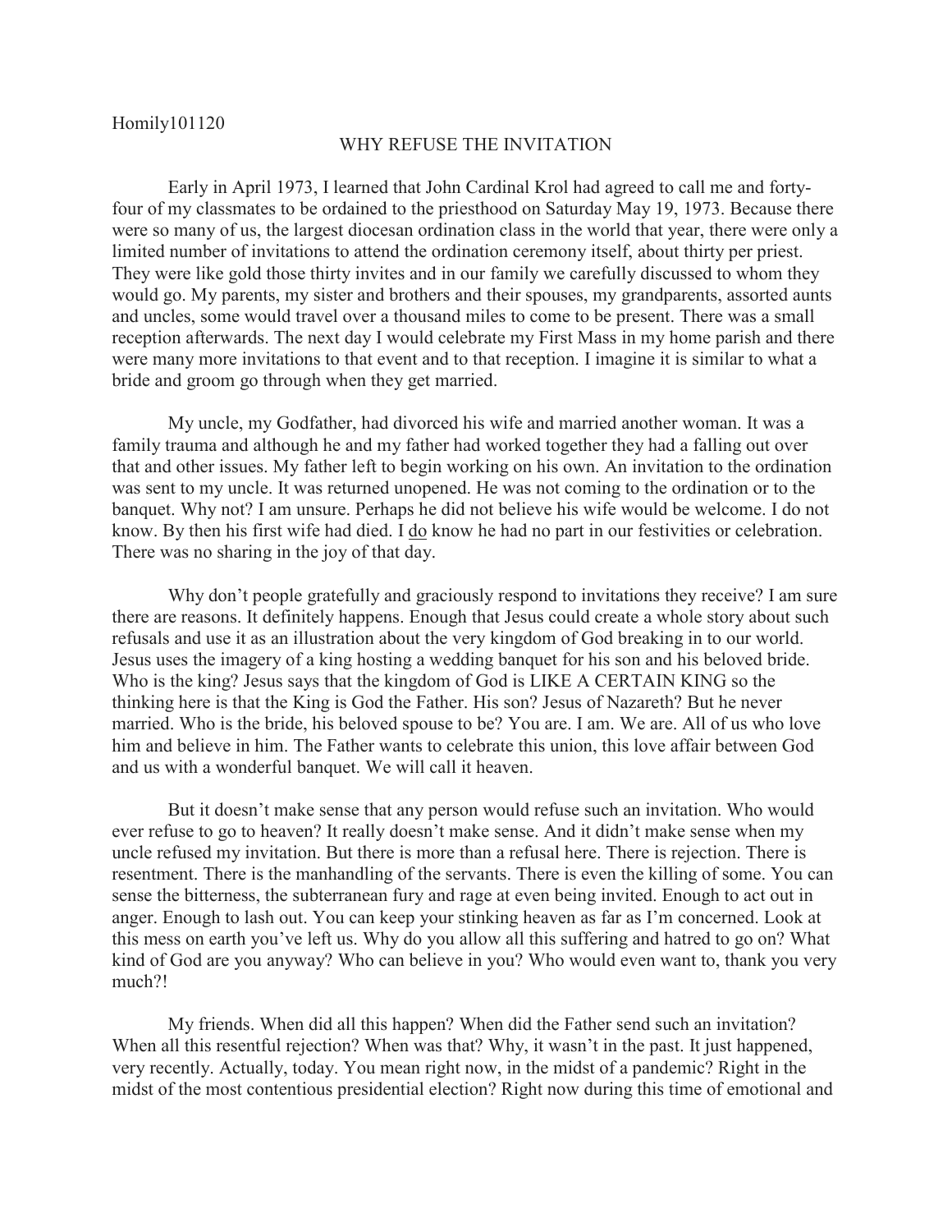Homily101120

# WHY REFUSE THE INVITATION

Early in April 1973, I learned that John Cardinal Krol had agreed to call me and forty-four of my classmates to be ordained to the priesthood on Saturday May 19, 1973. Because there were so many of us, the largest diocesan ordination class in the world that year, there were only a limited number of invitations to attend the ordination ceremony itself, about thirty per priest. They were like gold those thirty invites and in our family we carefully discussed to whom they would go. My parents, my sister and brothers and their spouses, my grandparents, assorted aunts and uncles, some would travel over a thousand miles to come to be present. There was a small reception afterwards. The next day I would celebrate my First Mass in my home parish and there were many more invitations to that event and to that reception. I imagine it is similar to what a bride and groom go through when they get married.

My uncle, my Godfather, had divorced his wife and married another woman. It was a family trauma and although he and my father had worked together they had a falling out over that and other issues. My father left to begin working on his own. An invitation to the ordination was sent to my uncle. It was returned unopened. He was not coming to the ordination or to the banquet. Why not? I am unsure. Perhaps he did not believe his wife would be welcome. I do not know. By then his first wife had died. I <u>do</u> know he had no part in our festivities or celebration. There was no sharing in the joy of that day.

Why don't people gratefully and graciously respond to invitations they receive? I am sure there are reasons. It definitely happens. Enough that Jesus could create a whole story about such refusals and use it as an illustration about the very kingdom of God breaking in to our world. Jesus uses the imagery of a king hosting a wedding banquet for his son and his beloved bride. Who is the king? Jesus says that the kingdom of God is LIKE A CERTAIN KING so the thinking here is that the King is God the Father. His son? Jesus of Nazareth? But he never married. Who is the bride, his beloved spouse to be? You are. I am. We are. All of us who love him and believe in him. The Father wants to celebrate this union, this love affair between God and us with a wonderful banquet. We will call it heaven.

But it doesn't make sense that any person would refuse such an invitation. Who would ever refuse to go to heaven? It really doesn't make sense. And it didn't make sense when my uncle refused my invitation. But there is more than a refusal here. There is rejection. There is resentment. There is the manhandling of the servants. There is even the killing of some. You can sense the bitterness, the subterranean fury and rage at even being invited. Enough to act out in anger. Enough to lash out. You can keep your stinking heaven as far as I'm concerned. Look at this mess on earth you've left us. Why do you allow all this suffering and hatred to go on? What kind of God are you anyway? Who can believe in you? Who would even want to, thank you very much?!

My friends. When did all this happen? When did the Father send such an invitation? When all this resentful rejection? When was that? Why, it wasn't in the past. It just happened, very recently. Actually, today. You mean right now, in the midst of a pandemic? Right in the midst of the most contentious presidential election? Right now during this time of emotional and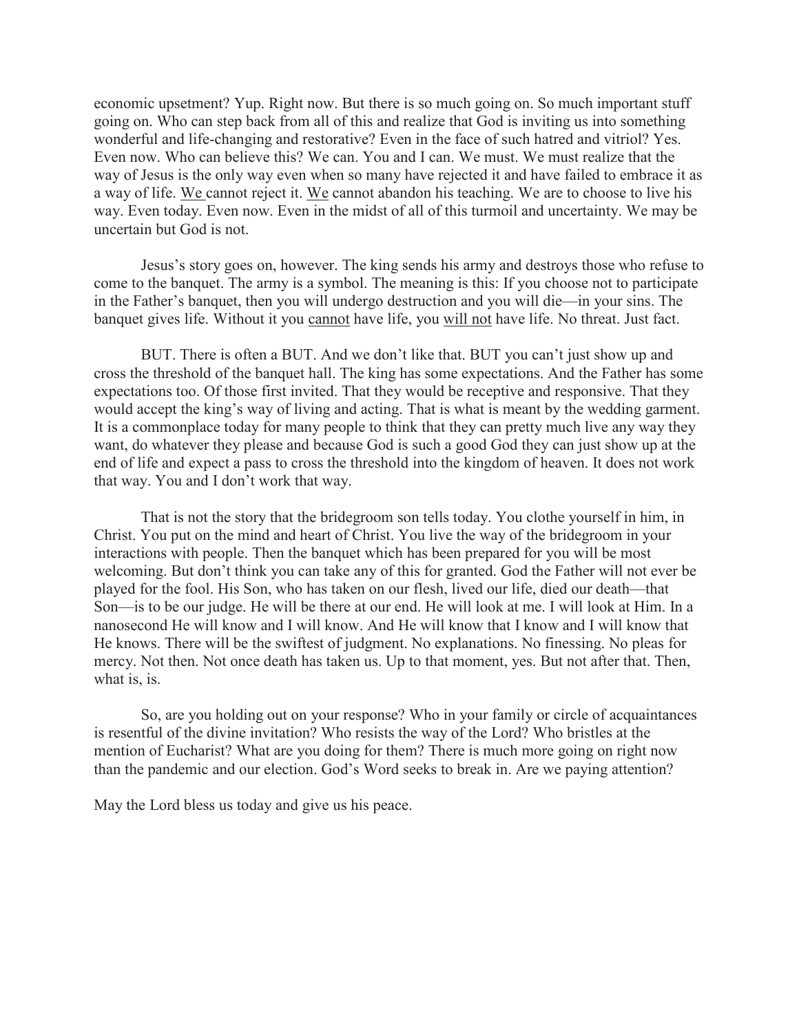economic upsetment? Yup. Right now. But there is so much going on. So much important stuff going on. Who can step back from all of this and realize that God is inviting us into something wonderful and life-changing and restorative? Even in the face of such hatred and vitriol? Yes. Even now. Who can believe this? We can. You and I can. We must. We must realize that the way of Jesus is the only way even when so many have rejected it and have failed to embrace it as a way of life. <u>We</u> cannot reject it. <u>We</u> cannot abandon his teaching. We are to choose to live his way. Even today. Even now. Even in the midst of all of this turmoil and uncertainty. We may be uncertain but God is not.

Jesus's story goes on, however. The king sends his army and destroys those who refuse to come to the banquet. The army is a symbol. The meaning is this: If you choose not to participate in the Father's banquet, then you will undergo destruction and you will die—in your sins. The banquet gives life. Without it you <u>cannot</u> have life, you <u>will not</u> have life. No threat. Just fact.

BUT. There is often a BUT. And we don't like that. BUT you can't just show up and cross the threshold of the banquet hall. The king has some expectations. And the Father has some expectations too. Of those first invited. That they would be receptive and responsive. That they would accept the king's way of living and acting. That is what is meant by the wedding garment. It is a commonplace today for many people to think that they can pretty much live any way they want, do whatever they please and because God is such a good God they can just show up at the end of life and expect a pass to cross the threshold into the kingdom of heaven. It does not work that way. You and I don't work that way.

That is not the story that the bridegroom son tells today. You clothe yourself in him, in Christ. You put on the mind and heart of Christ. You live the way of the bridegroom in your interactions with people. Then the banquet which has been prepared for you will be most welcoming. But don't think you can take any of this for granted. God the Father will not ever be played for the fool. His Son, who has taken on our flesh, lived our life, died our death—that Son—is to be our judge. He will be there at our end. He will look at me. I will look at Him. In a nanosecond He will know and I will know. And He will know that I know and I will know that He knows. There will be the swiftest of judgment. No explanations. No finessing. No pleas for mercy. Not then. Not once death has taken us. Up to that moment, yes. But not after that. Then, what is, is.

So, are you holding out on your response? Who in your family or circle of acquaintances is resentful of the divine invitation? Who resists the way of the Lord? Who bristles at the mention of Eucharist? What are you doing for them? There is much more going on right now than the pandemic and our election. God's Word seeks to break in. Are we paying attention?

May the Lord bless us today and give us his peace.